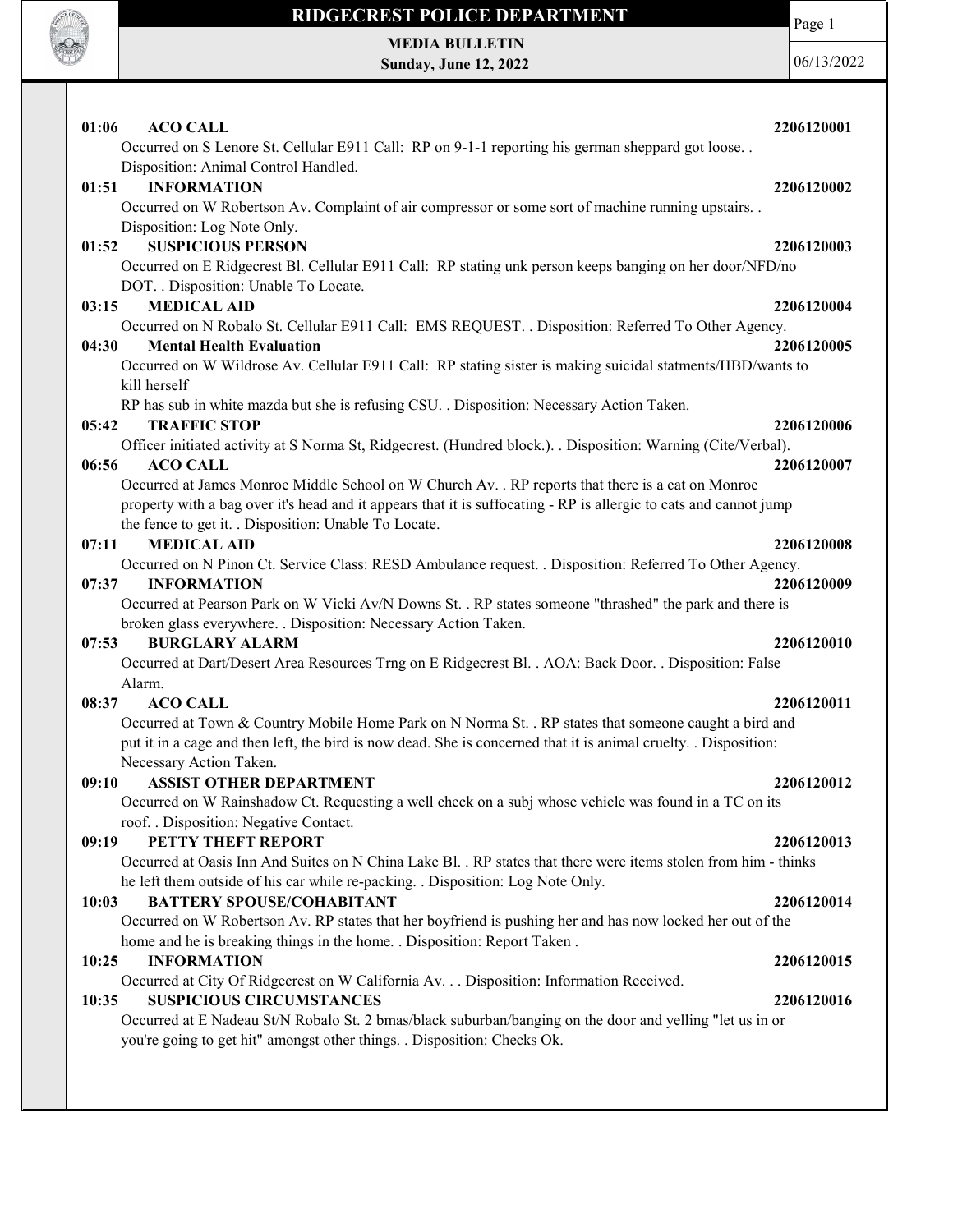# RIDGECREST POLICE DEPARTMENT

**MEDIA BULLETIN**
**Sunday, June 12, 2022**

06/13/2022

**01:06 ACO CALL** **2206120001**
Occurred on S Lenore St. Cellular E911 Call: RP on 9-1-1 reporting his german sheppard got loose. . Disposition: Animal Control Handled.

**01:51 INFORMATION** **2206120002**
Occurred on W Robertson Av. Complaint of air compressor or some sort of machine running upstairs. . Disposition: Log Note Only.

**01:52 SUSPICIOUS PERSON** **2206120003**
Occurred on E Ridgecrest Bl. Cellular E911 Call: RP stating unk person keeps banging on her door/NFD/no DOT. . Disposition: Unable To Locate.

**03:15 MEDICAL AID** **2206120004**
Occurred on N Robalo St. Cellular E911 Call: EMS REQUEST. . Disposition: Referred To Other Agency.

**04:30 Mental Health Evaluation** **2206120005**
Occurred on W Wildrose Av. Cellular E911 Call: RP stating sister is making suicidal statments/HBD/wants to kill herself
RP has sub in white mazda but she is refusing CSU. . Disposition: Necessary Action Taken.

**05:42 TRAFFIC STOP** **2206120006**
Officer initiated activity at S Norma St, Ridgecrest. (Hundred block.). . Disposition: Warning (Cite/Verbal).

**06:56 ACO CALL** **2206120007**
Occurred at James Monroe Middle School on W Church Av. . RP reports that there is a cat on Monroe property with a bag over it's head and it appears that it is suffocating - RP is allergic to cats and cannot jump the fence to get it. . Disposition: Unable To Locate.

**07:11 MEDICAL AID** **2206120008**
Occurred on N Pinon Ct. Service Class: RESD Ambulance request. . Disposition: Referred To Other Agency.

**07:37 INFORMATION** **2206120009**
Occurred at Pearson Park on W Vicki Av/N Downs St. . RP states someone "thrashed" the park and there is broken glass everywhere. . Disposition: Necessary Action Taken.

**07:53 BURGLARY ALARM** **2206120010**
Occurred at Dart/Desert Area Resources Trng on E Ridgecrest Bl. . AOA: Back Door. . Disposition: False Alarm.

**08:37 ACO CALL** **2206120011**
Occurred at Town & Country Mobile Home Park on N Norma St. . RP states that someone caught a bird and put it in a cage and then left, the bird is now dead. She is concerned that it is animal cruelty. . Disposition: Necessary Action Taken.

**09:10 ASSIST OTHER DEPARTMENT** **2206120012**
Occurred on W Rainshadow Ct. Requesting a well check on a subj whose vehicle was found in a TC on its roof. . Disposition: Negative Contact.

**09:19 PETTY THEFT REPORT** **2206120013**
Occurred at Oasis Inn And Suites on N China Lake Bl. . RP states that there were items stolen from him - thinks he left them outside of his car while re-packing. . Disposition: Log Note Only.

**10:03 BATTERY SPOUSE/COHABITANT** **2206120014**
Occurred on W Robertson Av. RP states that her boyfriend is pushing her and has now locked her out of the home and he is breaking things in the home. . Disposition: Report Taken .

**10:25 INFORMATION** **2206120015**
Occurred at City Of Ridgecrest on W California Av. . . Disposition: Information Received.

**10:35 SUSPICIOUS CIRCUMSTANCES** **2206120016**
Occurred at E Nadeau St/N Robalo St. 2 bmas/black suburban/banging on the door and yelling "let us in or you're going to get hit" amongst other things. . Disposition: Checks Ok.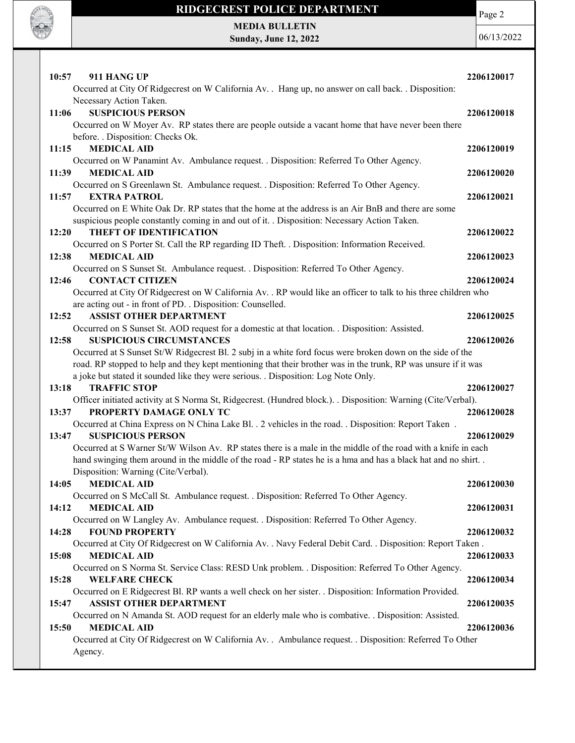**10:57 911 HANG UP** **2206120017**

Occurred at City Of Ridgecrest on W California Av. . Hang up, no answer on call back. . Disposition: Necessary Action Taken.

**11:06 SUSPICIOUS PERSON** **2206120018**

Occurred on W Moyer Av. RP states there are people outside a vacant home that have never been there before. . Disposition: Checks Ok.

**11:15 MEDICAL AID** **2206120019**

Occurred on W Panamint Av. Ambulance request. . Disposition: Referred To Other Agency.

**11:39 MEDICAL AID** **2206120020**

Occurred on S Greenlawn St. Ambulance request. . Disposition: Referred To Other Agency.

**11:57 EXTRA PATROL** **2206120021**

Occurred on E White Oak Dr. RP states that the home at the address is an Air BnB and there are some suspicious people constantly coming in and out of it. . Disposition: Necessary Action Taken.

**12:20 THEFT OF IDENTIFICATION** **2206120022**

Occurred on S Porter St. Call the RP regarding ID Theft. . Disposition: Information Received.

**12:38 MEDICAL AID** **2206120023**

Occurred on S Sunset St. Ambulance request. . Disposition: Referred To Other Agency.

**12:46 CONTACT CITIZEN** **2206120024**

Occurred at City Of Ridgecrest on W California Av. . RP would like an officer to talk to his three children who are acting out - in front of PD. . Disposition: Counselled.

**12:52 ASSIST OTHER DEPARTMENT** **2206120025**

Occurred on S Sunset St. AOD request for a domestic at that location. . Disposition: Assisted.

**12:58 SUSPICIOUS CIRCUMSTANCES** **2206120026**

Occurred at S Sunset St/W Ridgecrest Bl. 2 subj in a white ford focus were broken down on the side of the road. RP stopped to help and they kept mentioning that their brother was in the trunk, RP was unsure if it was a joke but stated it sounded like they were serious. . Disposition: Log Note Only.

**13:18 TRAFFIC STOP** **2206120027**

Officer initiated activity at S Norma St, Ridgecrest. (Hundred block.). . Disposition: Warning (Cite/Verbal).

**13:37 PROPERTY DAMAGE ONLY TC** **2206120028**

Occurred at China Express on N China Lake Bl. . 2 vehicles in the road. . Disposition: Report Taken .

**13:47 SUSPICIOUS PERSON** **2206120029**

Occurred at S Warner St/W Wilson Av. RP states there is a male in the middle of the road with a knife in each hand swinging them around in the middle of the road - RP states he is a hma and has a black hat and no shirt. . Disposition: Warning (Cite/Verbal).

**14:05 MEDICAL AID** **2206120030**

Occurred on S McCall St. Ambulance request. . Disposition: Referred To Other Agency.

**14:12 MEDICAL AID** **2206120031**

Occurred on W Langley Av. Ambulance request. . Disposition: Referred To Other Agency.

**14:28 FOUND PROPERTY** **2206120032**

Occurred at City Of Ridgecrest on W California Av. . Navy Federal Debit Card. . Disposition: Report Taken .

**15:08 MEDICAL AID** **2206120033**

Occurred on S Norma St. Service Class: RESD Unk problem. . Disposition: Referred To Other Agency.

**15:28 WELFARE CHECK** **2206120034**

Occurred on E Ridgecrest Bl. RP wants a well check on her sister. . Disposition: Information Provided.

**15:47 ASSIST OTHER DEPARTMENT** **2206120035**

Occurred on N Amanda St. AOD request for an elderly male who is combative. . Disposition: Assisted.

**15:50 MEDICAL AID** **2206120036**

Occurred at City Of Ridgecrest on W California Av. . Ambulance request. . Disposition: Referred To Other Agency.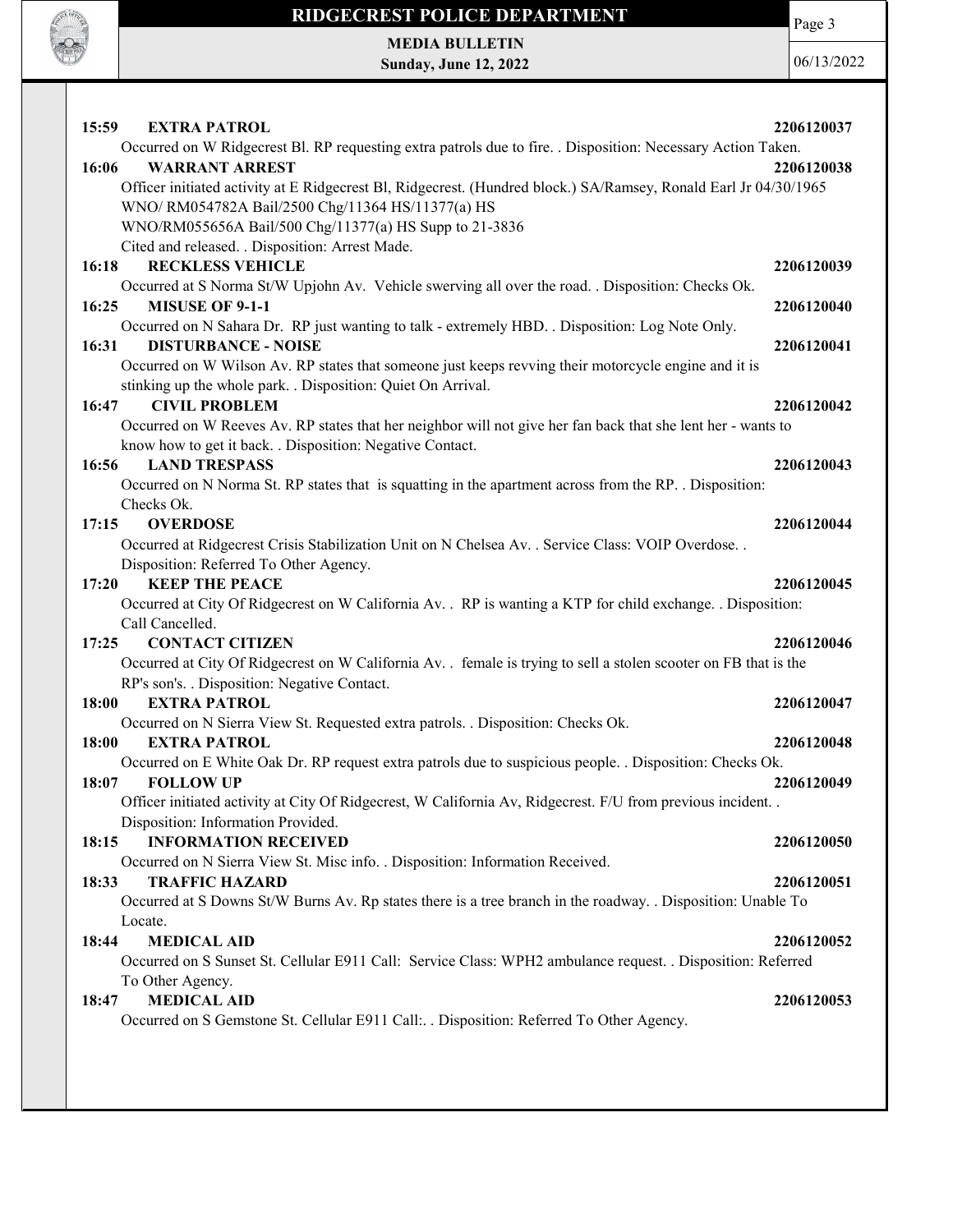**15:59 EXTRA PATROL 2206120037**

Occurred on W Ridgecrest Bl. RP requesting extra patrols due to fire. . Disposition: Necessary Action Taken.

**16:06 WARRANT ARREST 2206120038**

Officer initiated activity at E Ridgecrest Bl, Ridgecrest. (Hundred block.) SA/Ramsey, Ronald Earl Jr 04/30/1965 WNO/ RM054782A Bail/2500 Chg/11364 HS/11377(a) HS
WNO/RM055656A Bail/500 Chg/11377(a) HS Supp to 21-3836
Cited and released. . Disposition: Arrest Made.

**16:18 RECKLESS VEHICLE 2206120039**

Occurred at S Norma St/W Upjohn Av. Vehicle swerving all over the road. . Disposition: Checks Ok.

**16:25 MISUSE OF 9-1-1 2206120040**

Occurred on N Sahara Dr. RP just wanting to talk - extremely HBD. . Disposition: Log Note Only.

**16:31 DISTURBANCE - NOISE 2206120041**

Occurred on W Wilson Av. RP states that someone just keeps revving their motorcycle engine and it is stinking up the whole park. . Disposition: Quiet On Arrival.

**16:47 CIVIL PROBLEM 2206120042**

Occurred on W Reeves Av. RP states that her neighbor will not give her fan back that she lent her - wants to know how to get it back. . Disposition: Negative Contact.

**16:56 LAND TRESPASS 2206120043**

Occurred on N Norma St. RP states that is squatting in the apartment across from the RP. . Disposition: Checks Ok.

**17:15 OVERDOSE 2206120044**

Occurred at Ridgecrest Crisis Stabilization Unit on N Chelsea Av. . Service Class: VOIP Overdose. . Disposition: Referred To Other Agency.

**17:20 KEEP THE PEACE 2206120045**

Occurred at City Of Ridgecrest on W California Av. . RP is wanting a KTP for child exchange. . Disposition: Call Cancelled.

**17:25 CONTACT CITIZEN 2206120046**

Occurred at City Of Ridgecrest on W California Av. . female is trying to sell a stolen scooter on FB that is the RP's son's. . Disposition: Negative Contact.

**18:00 EXTRA PATROL 2206120047**

Occurred on N Sierra View St. Requested extra patrols. . Disposition: Checks Ok.

**18:00 EXTRA PATROL 2206120048**

Occurred on E White Oak Dr. RP request extra patrols due to suspicious people. . Disposition: Checks Ok.

**18:07 FOLLOW UP 2206120049**

Officer initiated activity at City Of Ridgecrest, W California Av, Ridgecrest. F/U from previous incident. . Disposition: Information Provided.

**18:15 INFORMATION RECEIVED 2206120050**

Occurred on N Sierra View St. Misc info. . Disposition: Information Received.

**18:33 TRAFFIC HAZARD 2206120051**

Occurred at S Downs St/W Burns Av. Rp states there is a tree branch in the roadway. . Disposition: Unable To Locate.

**18:44 MEDICAL AID 2206120052**

Occurred on S Sunset St. Cellular E911 Call: Service Class: WPH2 ambulance request. . Disposition: Referred To Other Agency.

**18:47 MEDICAL AID 2206120053**

Occurred on S Gemstone St. Cellular E911 Call:. . Disposition: Referred To Other Agency.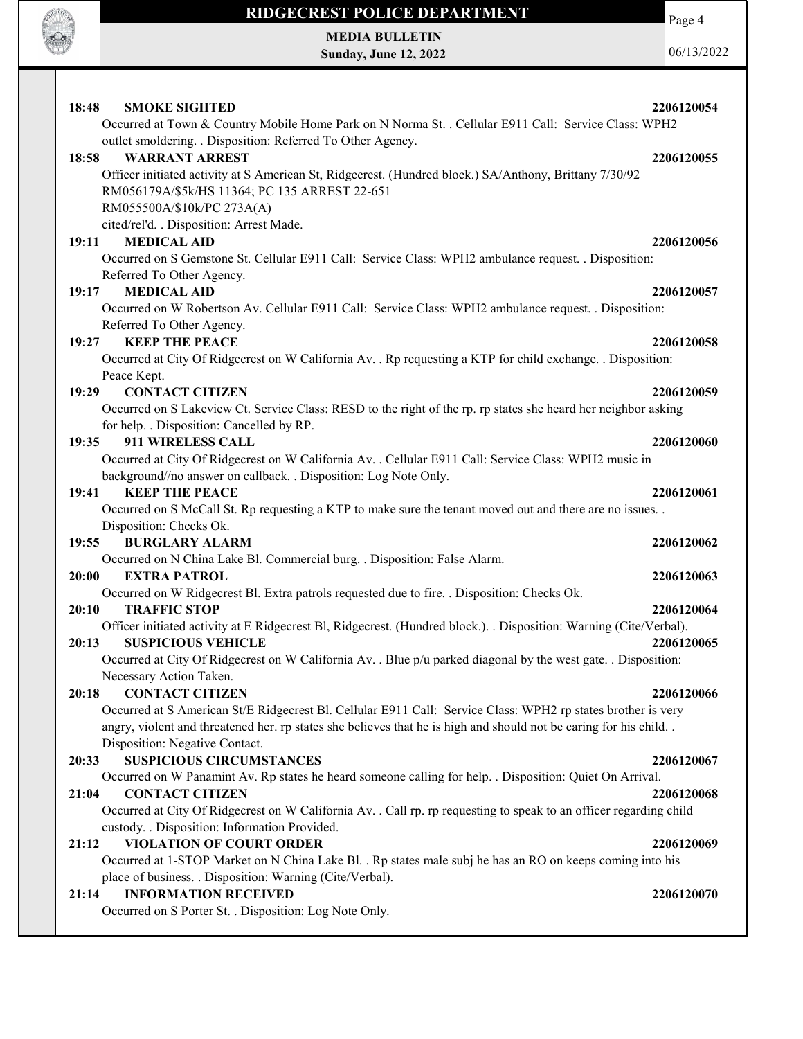**18:48 SMOKE SIGHTED** 2206120054

Occurred at Town & Country Mobile Home Park on N Norma St. . Cellular E911 Call: Service Class: WPH2 outlet smoldering. . Disposition: Referred To Other Agency.

**18:58 WARRANT ARREST** 2206120055

Officer initiated activity at S American St, Ridgecrest. (Hundred block.) SA/Anthony, Brittany 7/30/92
RM056179A/$5k/HS 11364; PC 135 ARREST 22-651
RM055500A/$10k/PC 273A(A)
cited/rel'd. . Disposition: Arrest Made.

**19:11 MEDICAL AID** 2206120056

Occurred on S Gemstone St. Cellular E911 Call: Service Class: WPH2 ambulance request. . Disposition: Referred To Other Agency.

**19:17 MEDICAL AID** 2206120057

Occurred on W Robertson Av. Cellular E911 Call: Service Class: WPH2 ambulance request. . Disposition: Referred To Other Agency.

**19:27 KEEP THE PEACE** 2206120058

Occurred at City Of Ridgecrest on W California Av. . Rp requesting a KTP for child exchange. . Disposition: Peace Kept.

**19:29 CONTACT CITIZEN** 2206120059

Occurred on S Lakeview Ct. Service Class: RESD to the right of the rp. rp states she heard her neighbor asking for help. . Disposition: Cancelled by RP.

**19:35 911 WIRELESS CALL** 2206120060

Occurred at City Of Ridgecrest on W California Av. . Cellular E911 Call: Service Class: WPH2 music in background//no answer on callback. . Disposition: Log Note Only.

**19:41 KEEP THE PEACE** 2206120061

Occurred on S McCall St. Rp requesting a KTP to make sure the tenant moved out and there are no issues. . Disposition: Checks Ok.

**19:55 BURGLARY ALARM** 2206120062

Occurred on N China Lake Bl. Commercial burg. . Disposition: False Alarm.

**20:00 EXTRA PATROL** 2206120063

Occurred on W Ridgecrest Bl. Extra patrols requested due to fire. . Disposition: Checks Ok.

**20:10 TRAFFIC STOP** 2206120064

Officer initiated activity at E Ridgecrest Bl, Ridgecrest. (Hundred block.). . Disposition: Warning (Cite/Verbal).

**20:13 SUSPICIOUS VEHICLE** 2206120065

Occurred at City Of Ridgecrest on W California Av. . Blue p/u parked diagonal by the west gate. . Disposition: Necessary Action Taken.

**20:18 CONTACT CITIZEN** 2206120066

Occurred at S American St/E Ridgecrest Bl. Cellular E911 Call: Service Class: WPH2 rp states brother is very angry, violent and threatened her. rp states she believes that he is high and should not be caring for his child. . Disposition: Negative Contact.

**20:33 SUSPICIOUS CIRCUMSTANCES** 2206120067

Occurred on W Panamint Av. Rp states he heard someone calling for help. . Disposition: Quiet On Arrival.

**21:04 CONTACT CITIZEN** 2206120068

Occurred at City Of Ridgecrest on W California Av. . Call rp. rp requesting to speak to an officer regarding child custody. . Disposition: Information Provided.

**21:12 VIOLATION OF COURT ORDER** 2206120069

Occurred at 1-STOP Market on N China Lake Bl. . Rp states male subj he has an RO on keeps coming into his place of business. . Disposition: Warning (Cite/Verbal).

**21:14 INFORMATION RECEIVED** 2206120070

Occurred on S Porter St. . Disposition: Log Note Only.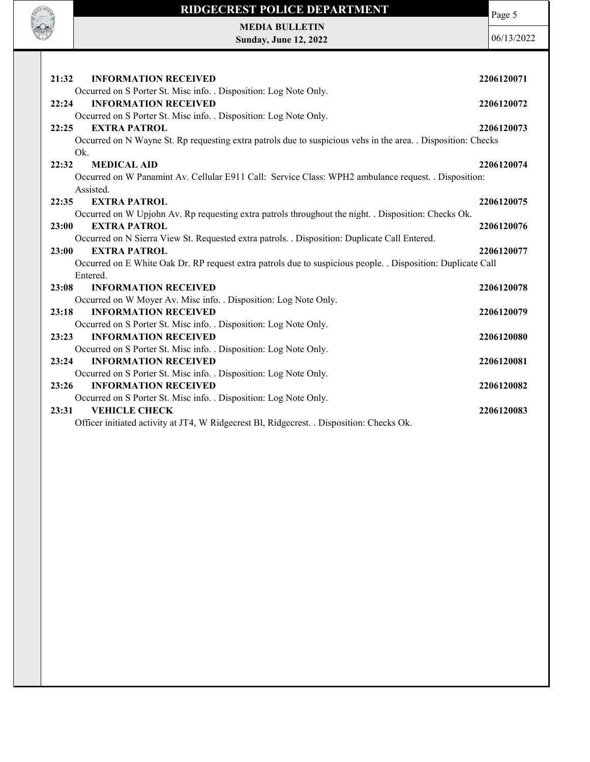**21:32 INFORMATION RECEIVED** **2206120071**

Occurred on S Porter St. Misc info. . Disposition: Log Note Only.

**22:24 INFORMATION RECEIVED** **2206120072**

Occurred on S Porter St. Misc info. . Disposition: Log Note Only.

**22:25 EXTRA PATROL** **2206120073**

Occurred on N Wayne St. Rp requesting extra patrols due to suspicious vehs in the area. . Disposition: Checks Ok.

**22:32 MEDICAL AID** **2206120074**

Occurred on W Panamint Av. Cellular E911 Call: Service Class: WPH2 ambulance request. . Disposition: Assisted.

**22:35 EXTRA PATROL** **2206120075**

Occurred on W Upjohn Av. Rp requesting extra patrols throughout the night. . Disposition: Checks Ok.

**23:00 EXTRA PATROL** **2206120076**

Occurred on N Sierra View St. Requested extra patrols. . Disposition: Duplicate Call Entered.

**23:00 EXTRA PATROL** **2206120077**

Occurred on E White Oak Dr. RP request extra patrols due to suspicious people. . Disposition: Duplicate Call Entered.

**23:08 INFORMATION RECEIVED** **2206120078**

Occurred on W Moyer Av. Misc info. . Disposition: Log Note Only.

**23:18 INFORMATION RECEIVED** **2206120079**

Occurred on S Porter St. Misc info. . Disposition: Log Note Only.

**23:23 INFORMATION RECEIVED** **2206120080**

Occurred on S Porter St. Misc info. . Disposition: Log Note Only.

**23:24 INFORMATION RECEIVED** **2206120081**

Occurred on S Porter St. Misc info. . Disposition: Log Note Only.

**23:26 INFORMATION RECEIVED** **2206120082**

Occurred on S Porter St. Misc info. . Disposition: Log Note Only.

**23:31 VEHICLE CHECK** **2206120083**

Officer initiated activity at JT4, W Ridgecrest Bl, Ridgecrest. . Disposition: Checks Ok.